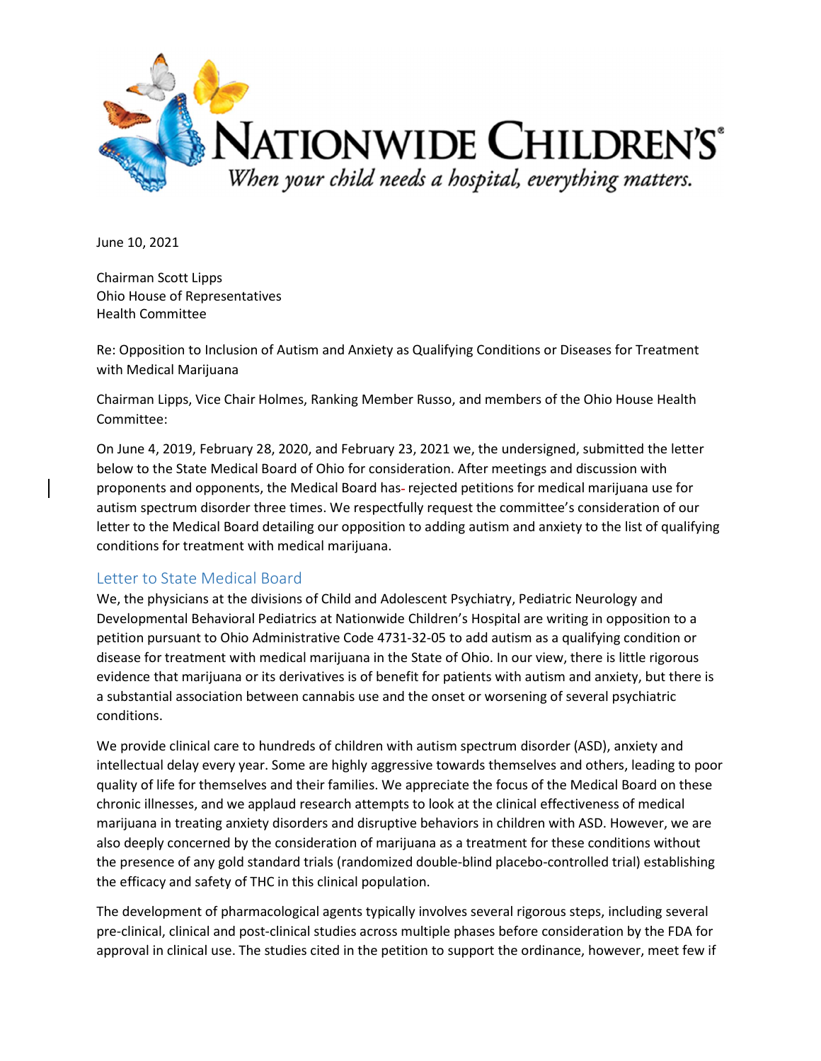# NATIONWIDE CHILDREN'S

*When your child needs a hospital, everything matters.*

June 10, 2021

Chairman Scott Lipps
Ohio House of Representatives
Health Committee

Re: Opposition to Inclusion of Autism and Anxiety as Qualifying Conditions or Diseases for Treatment with Medical Marijuana

Chairman Lipps, Vice Chair Holmes, Ranking Member Russo, and members of the Ohio House Health Committee:

On June 4, 2019, February 28, 2020, and February 23, 2021 we, the undersigned, submitted the letter below to the State Medical Board of Ohio for consideration. After meetings and discussion with proponents and opponents, the Medical Board has rejected petitions for medical marijuana use for autism spectrum disorder three times. We respectfully request the committee's consideration of our letter to the Medical Board detailing our opposition to adding autism and anxiety to the list of qualifying conditions for treatment with medical marijuana.

## Letter to State Medical Board

We, the physicians at the divisions of Child and Adolescent Psychiatry, Pediatric Neurology and Developmental Behavioral Pediatrics at Nationwide Children's Hospital are writing in opposition to a petition pursuant to Ohio Administrative Code 4731-32-05 to add autism as a qualifying condition or disease for treatment with medical marijuana in the State of Ohio. In our view, there is little rigorous evidence that marijuana or its derivatives is of benefit for patients with autism and anxiety, but there is a substantial association between cannabis use and the onset or worsening of several psychiatric conditions.

We provide clinical care to hundreds of children with autism spectrum disorder (ASD), anxiety and intellectual delay every year. Some are highly aggressive towards themselves and others, leading to poor quality of life for themselves and their families. We appreciate the focus of the Medical Board on these chronic illnesses, and we applaud research attempts to look at the clinical effectiveness of medical marijuana in treating anxiety disorders and disruptive behaviors in children with ASD. However, we are also deeply concerned by the consideration of marijuana as a treatment for these conditions without the presence of any gold standard trials (randomized double-blind placebo-controlled trial) establishing the efficacy and safety of THC in this clinical population.

The development of pharmacological agents typically involves several rigorous steps, including several pre-clinical, clinical and post-clinical studies across multiple phases before consideration by the FDA for approval in clinical use. The studies cited in the petition to support the ordinance, however, meet few if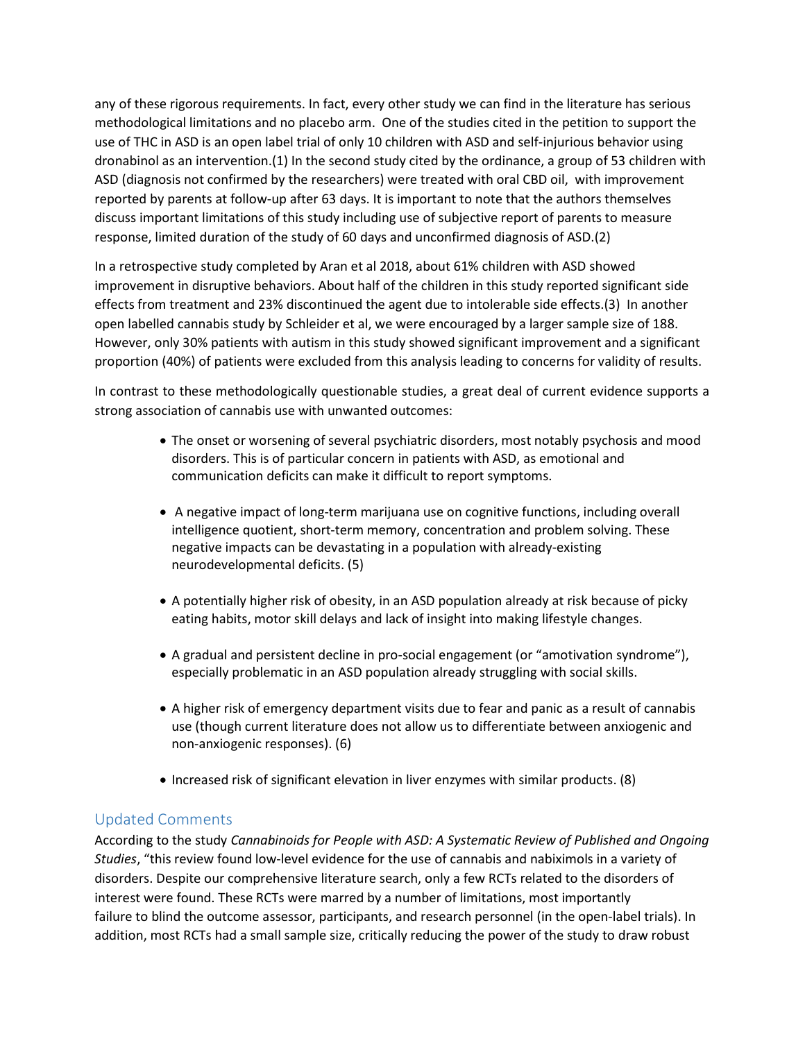any of these rigorous requirements. In fact, every other study we can find in the literature has serious methodological limitations and no placebo arm. One of the studies cited in the petition to support the use of THC in ASD is an open label trial of only 10 children with ASD and self-injurious behavior using dronabinol as an intervention.(1) In the second study cited by the ordinance, a group of 53 children with ASD (diagnosis not confirmed by the researchers) were treated with oral CBD oil, with improvement reported by parents at follow-up after 63 days. It is important to note that the authors themselves discuss important limitations of this study including use of subjective report of parents to measure response, limited duration of the study of 60 days and unconfirmed diagnosis of ASD.(2)

In a retrospective study completed by Aran et al 2018, about 61% children with ASD showed improvement in disruptive behaviors. About half of the children in this study reported significant side effects from treatment and 23% discontinued the agent due to intolerable side effects.(3) In another open labelled cannabis study by Schleider et al, we were encouraged by a larger sample size of 188. However, only 30% patients with autism in this study showed significant improvement and a significant proportion (40%) of patients were excluded from this analysis leading to concerns for validity of results.

In contrast to these methodologically questionable studies, a great deal of current evidence supports a strong association of cannabis use with unwanted outcomes:

- The onset or worsening of several psychiatric disorders, most notably psychosis and mood disorders. This is of particular concern in patients with ASD, as emotional and communication deficits can make it difficult to report symptoms.
- A negative impact of long-term marijuana use on cognitive functions, including overall intelligence quotient, short-term memory, concentration and problem solving. These negative impacts can be devastating in a population with already-existing neurodevelopmental deficits. (5)
- A potentially higher risk of obesity, in an ASD population already at risk because of picky eating habits, motor skill delays and lack of insight into making lifestyle changes.
- A gradual and persistent decline in pro-social engagement (or "amotivation syndrome"), especially problematic in an ASD population already struggling with social skills.
- A higher risk of emergency department visits due to fear and panic as a result of cannabis use (though current literature does not allow us to differentiate between anxiogenic and non-anxiogenic responses). (6)
- Increased risk of significant elevation in liver enzymes with similar products. (8)

## Updated Comments

According to the study *Cannabinoids for People with ASD: A Systematic Review of Published and Ongoing Studies*, "this review found low-level evidence for the use of cannabis and nabiximols in a variety of disorders. Despite our comprehensive literature search, only a few RCTs related to the disorders of interest were found. These RCTs were marred by a number of limitations, most importantly failure to blind the outcome assessor, participants, and research personnel (in the open-label trials). In addition, most RCTs had a small sample size, critically reducing the power of the study to draw robust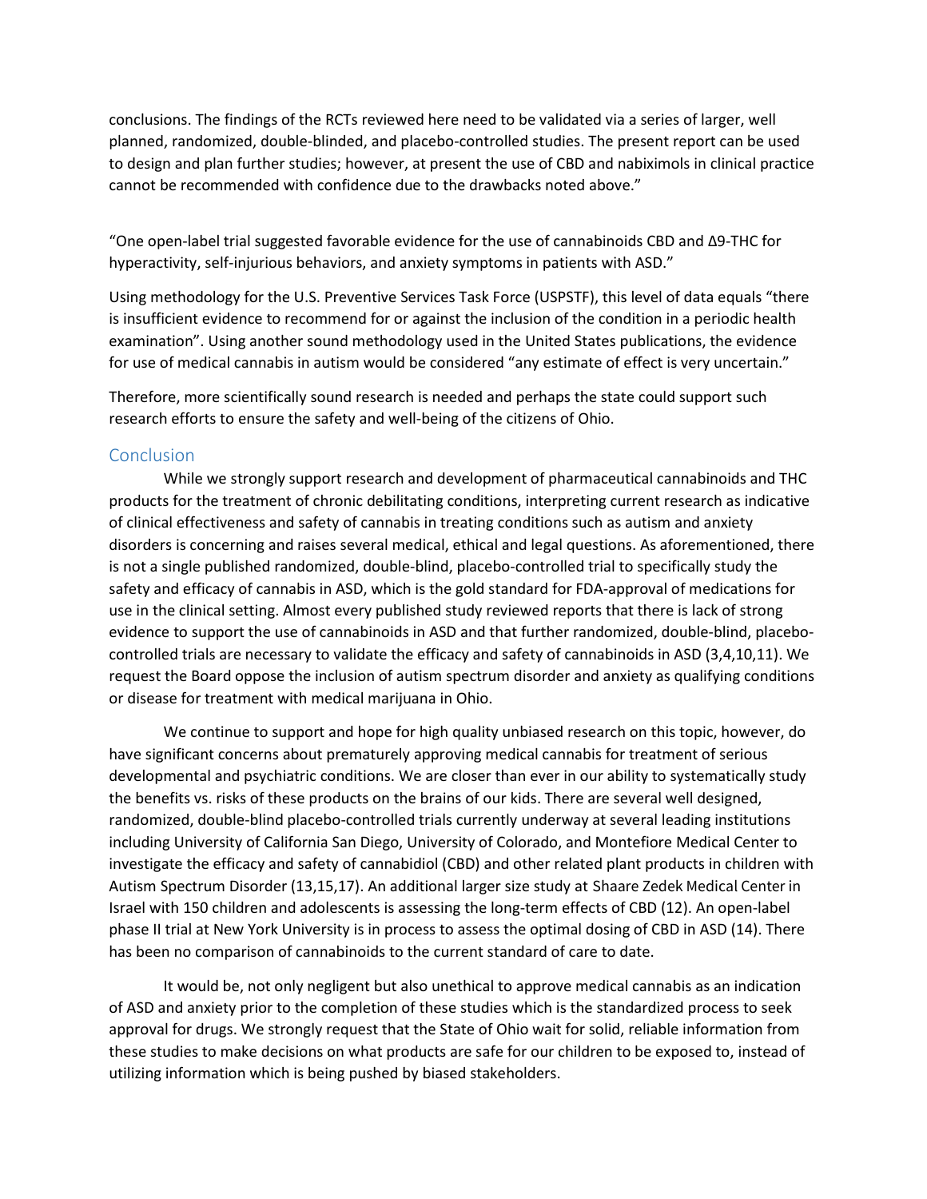conclusions. The findings of the RCTs reviewed here need to be validated via a series of larger, well planned, randomized, double-blinded, and placebo-controlled studies. The present report can be used to design and plan further studies; however, at present the use of CBD and nabiximols in clinical practice cannot be recommended with confidence due to the drawbacks noted above."

"One open-label trial suggested favorable evidence for the use of cannabinoids CBD and Δ9-THC for hyperactivity, self-injurious behaviors, and anxiety symptoms in patients with ASD."

Using methodology for the U.S. Preventive Services Task Force (USPSTF), this level of data equals "there is insufficient evidence to recommend for or against the inclusion of the condition in a periodic health examination". Using another sound methodology used in the United States publications, the evidence for use of medical cannabis in autism would be considered "any estimate of effect is very uncertain."

Therefore, more scientifically sound research is needed and perhaps the state could support such research efforts to ensure the safety and well-being of the citizens of Ohio.

## Conclusion

While we strongly support research and development of pharmaceutical cannabinoids and THC products for the treatment of chronic debilitating conditions, interpreting current research as indicative of clinical effectiveness and safety of cannabis in treating conditions such as autism and anxiety disorders is concerning and raises several medical, ethical and legal questions. As aforementioned, there is not a single published randomized, double-blind, placebo-controlled trial to specifically study the safety and efficacy of cannabis in ASD, which is the gold standard for FDA-approval of medications for use in the clinical setting. Almost every published study reviewed reports that there is lack of strong evidence to support the use of cannabinoids in ASD and that further randomized, double-blind, placebo-controlled trials are necessary to validate the efficacy and safety of cannabinoids in ASD (3,4,10,11). We request the Board oppose the inclusion of autism spectrum disorder and anxiety as qualifying conditions or disease for treatment with medical marijuana in Ohio.

We continue to support and hope for high quality unbiased research on this topic, however, do have significant concerns about prematurely approving medical cannabis for treatment of serious developmental and psychiatric conditions. We are closer than ever in our ability to systematically study the benefits vs. risks of these products on the brains of our kids. There are several well designed, randomized, double-blind placebo-controlled trials currently underway at several leading institutions including University of California San Diego, University of Colorado, and Montefiore Medical Center to investigate the efficacy and safety of cannabidiol (CBD) and other related plant products in children with Autism Spectrum Disorder (13,15,17). An additional larger size study at Shaare Zedek Medical Center in Israel with 150 children and adolescents is assessing the long-term effects of CBD (12). An open-label phase II trial at New York University is in process to assess the optimal dosing of CBD in ASD (14). There has been no comparison of cannabinoids to the current standard of care to date.

It would be, not only negligent but also unethical to approve medical cannabis as an indication of ASD and anxiety prior to the completion of these studies which is the standardized process to seek approval for drugs. We strongly request that the State of Ohio wait for solid, reliable information from these studies to make decisions on what products are safe for our children to be exposed to, instead of utilizing information which is being pushed by biased stakeholders.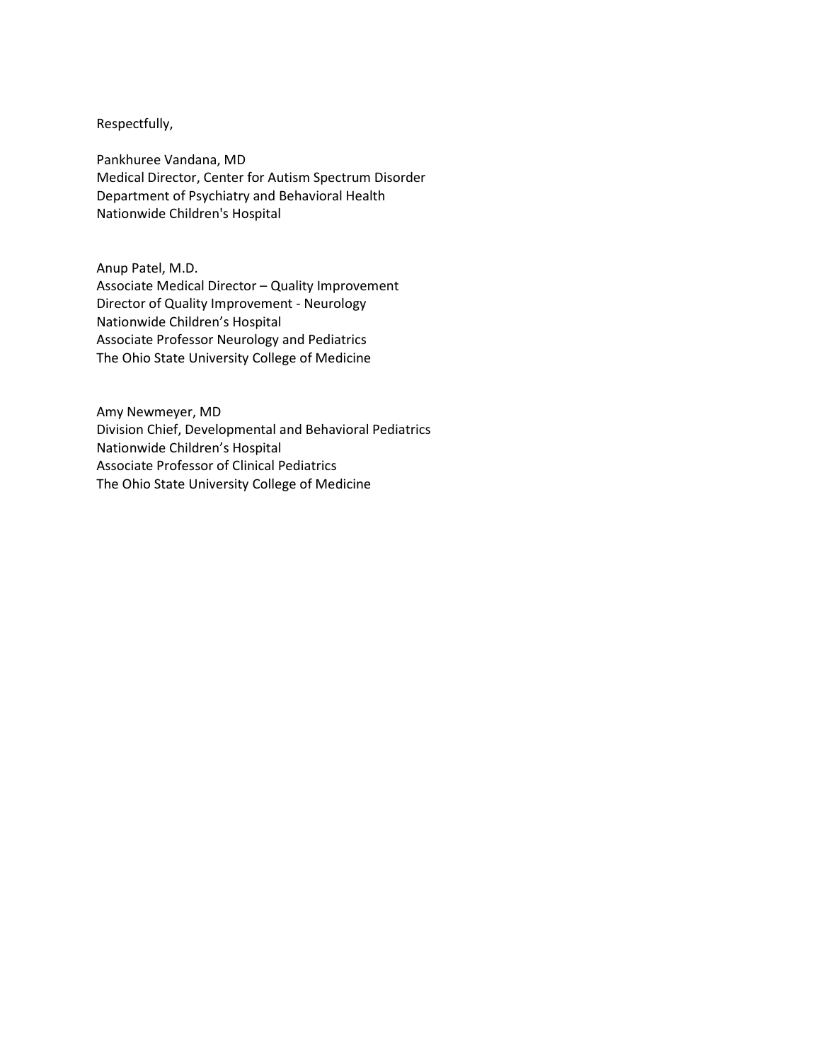Respectfully,

Pankhuree Vandana, MD
Medical Director, Center for Autism Spectrum Disorder
Department of Psychiatry and Behavioral Health
Nationwide Children's Hospital

Anup Patel, M.D.
Associate Medical Director – Quality Improvement
Director of Quality Improvement - Neurology
Nationwide Children's Hospital
Associate Professor Neurology and Pediatrics
The Ohio State University College of Medicine

Amy Newmeyer, MD
Division Chief, Developmental and Behavioral Pediatrics
Nationwide Children's Hospital
Associate Professor of Clinical Pediatrics
The Ohio State University College of Medicine